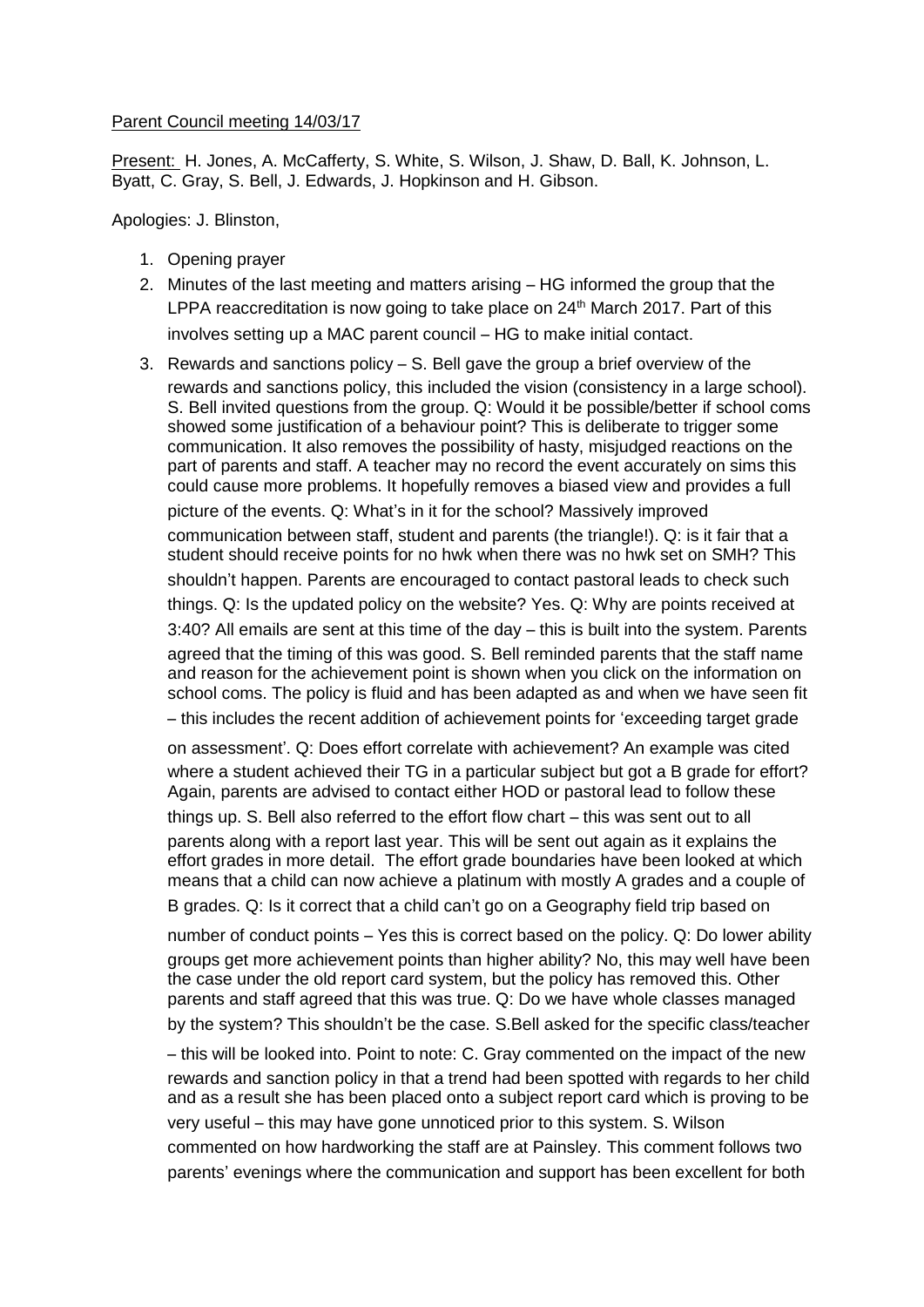Parent Council meeting 14/03/17

Present: H. Jones, A. McCafferty, S. White, S. Wilson, J. Shaw, D. Ball, K. Johnson, L. Byatt, C. Gray, S. Bell, J. Edwards, J. Hopkinson and H. Gibson.

Apologies: J. Blinston,

1. Opening prayer
2. Minutes of the last meeting and matters arising – HG informed the group that the LPPA reaccreditation is now going to take place on 24th March 2017. Part of this involves setting up a MAC parent council – HG to make initial contact.
3. Rewards and sanctions policy – S. Bell gave the group a brief overview of the rewards and sanctions policy, this included the vision (consistency in a large school). S. Bell invited questions from the group. Q: Would it be possible/better if school coms showed some justification of a behaviour point? This is deliberate to trigger some communication. It also removes the possibility of hasty, misjudged reactions on the part of parents and staff. A teacher may no record the event accurately on sims this could cause more problems. It hopefully removes a biased view and provides a full picture of the events. Q: What's in it for the school? Massively improved communication between staff, student and parents (the triangle!). Q: is it fair that a student should receive points for no hwk when there was no hwk set on SMH? This shouldn't happen. Parents are encouraged to contact pastoral leads to check such things. Q: Is the updated policy on the website? Yes. Q: Why are points received at 3:40? All emails are sent at this time of the day – this is built into the system. Parents agreed that the timing of this was good. S. Bell reminded parents that the staff name and reason for the achievement point is shown when you click on the information on school coms. The policy is fluid and has been adapted as and when we have seen fit – this includes the recent addition of achievement points for 'exceeding target grade on assessment'. Q: Does effort correlate with achievement? An example was cited where a student achieved their TG in a particular subject but got a B grade for effort? Again, parents are advised to contact either HOD or pastoral lead to follow these things up. S. Bell also referred to the effort flow chart – this was sent out to all parents along with a report last year. This will be sent out again as it explains the effort grades in more detail. The effort grade boundaries have been looked at which means that a child can now achieve a platinum with mostly A grades and a couple of B grades. Q: Is it correct that a child can't go on a Geography field trip based on number of conduct points – Yes this is correct based on the policy. Q: Do lower ability groups get more achievement points than higher ability? No, this may well have been the case under the old report card system, but the policy has removed this. Other parents and staff agreed that this was true. Q: Do we have whole classes managed by the system? This shouldn't be the case. S.Bell asked for the specific class/teacher – this will be looked into. Point to note: C. Gray commented on the impact of the new rewards and sanction policy in that a trend had been spotted with regards to her child and as a result she has been placed onto a subject report card which is proving to be very useful – this may have gone unnoticed prior to this system. S. Wilson commented on how hardworking the staff are at Painsley. This comment follows two parents' evenings where the communication and support has been excellent for both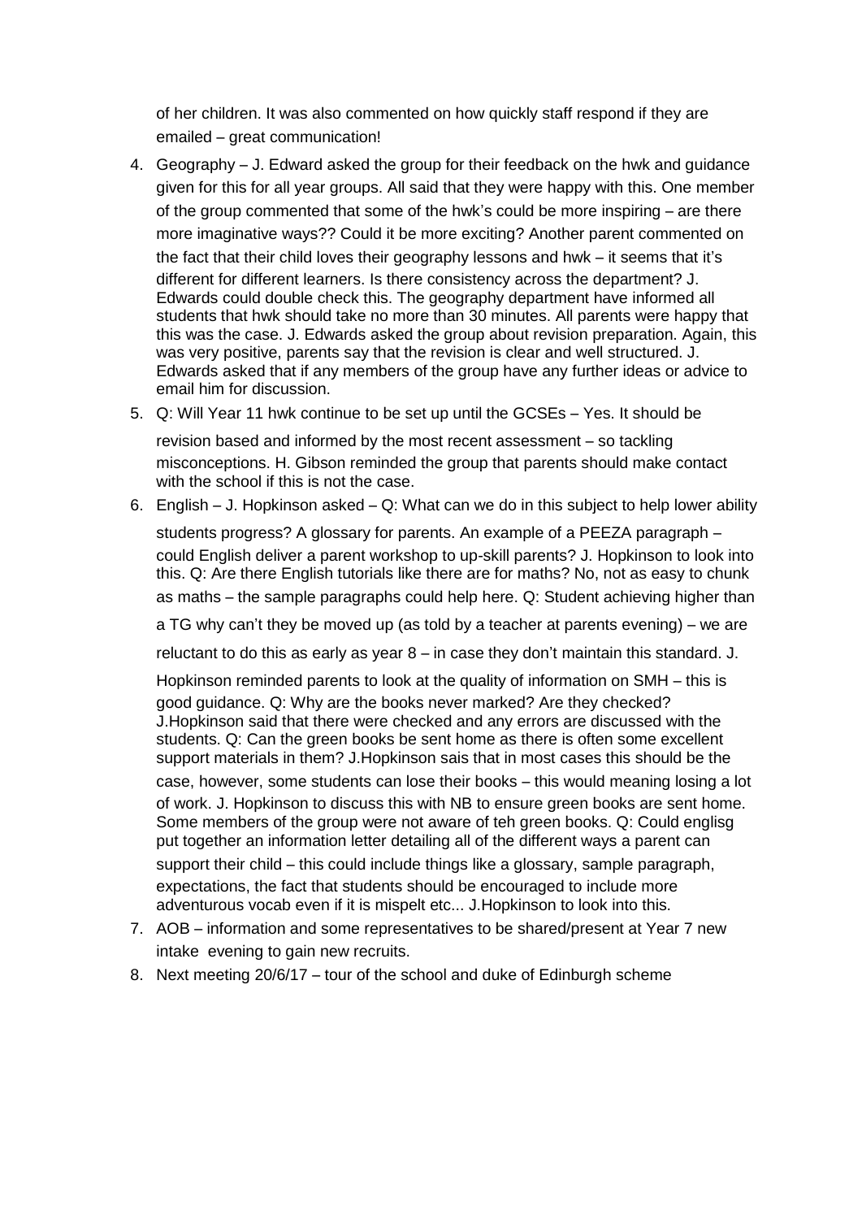of her children. It was also commented on how quickly staff respond if they are emailed – great communication!

4. Geography – J. Edward asked the group for their feedback on the hwk and guidance given for this for all year groups. All said that they were happy with this. One member of the group commented that some of the hwk's could be more inspiring – are there more imaginative ways?? Could it be more exciting? Another parent commented on the fact that their child loves their geography lessons and hwk – it seems that it's different for different learners. Is there consistency across the department? J. Edwards could double check this. The geography department have informed all students that hwk should take no more than 30 minutes. All parents were happy that this was the case. J. Edwards asked the group about revision preparation. Again, this was very positive, parents say that the revision is clear and well structured. J. Edwards asked that if any members of the group have any further ideas or advice to email him for discussion.
5. Q: Will Year 11 hwk continue to be set up until the GCSEs – Yes. It should be revision based and informed by the most recent assessment – so tackling misconceptions. H. Gibson reminded the group that parents should make contact with the school if this is not the case.
6. English – J. Hopkinson asked – Q: What can we do in this subject to help lower ability students progress? A glossary for parents. An example of a PEEZA paragraph – could English deliver a parent workshop to up-skill parents? J. Hopkinson to look into this. Q: Are there English tutorials like there are for maths? No, not as easy to chunk as maths – the sample paragraphs could help here. Q: Student achieving higher than a TG why can't they be moved up (as told by a teacher at parents evening) – we are reluctant to do this as early as year 8 – in case they don't maintain this standard. J. Hopkinson reminded parents to look at the quality of information on SMH – this is good guidance. Q: Why are the books never marked? Are they checked? J.Hopkinson said that there were checked and any errors are discussed with the students. Q: Can the green books be sent home as there is often some excellent support materials in them? J.Hopkinson sais that in most cases this should be the case, however, some students can lose their books – this would meaning losing a lot of work. J. Hopkinson to discuss this with NB to ensure green books are sent home. Some members of the group were not aware of teh green books. Q: Could englisg put together an information letter detailing all of the different ways a parent can support their child – this could include things like a glossary, sample paragraph, expectations, the fact that students should be encouraged to include more adventurous vocab even if it is mispelt etc... J.Hopkinson to look into this.
7. AOB – information and some representatives to be shared/present at Year 7 new intake evening to gain new recruits.
8. Next meeting 20/6/17 – tour of the school and duke of Edinburgh scheme